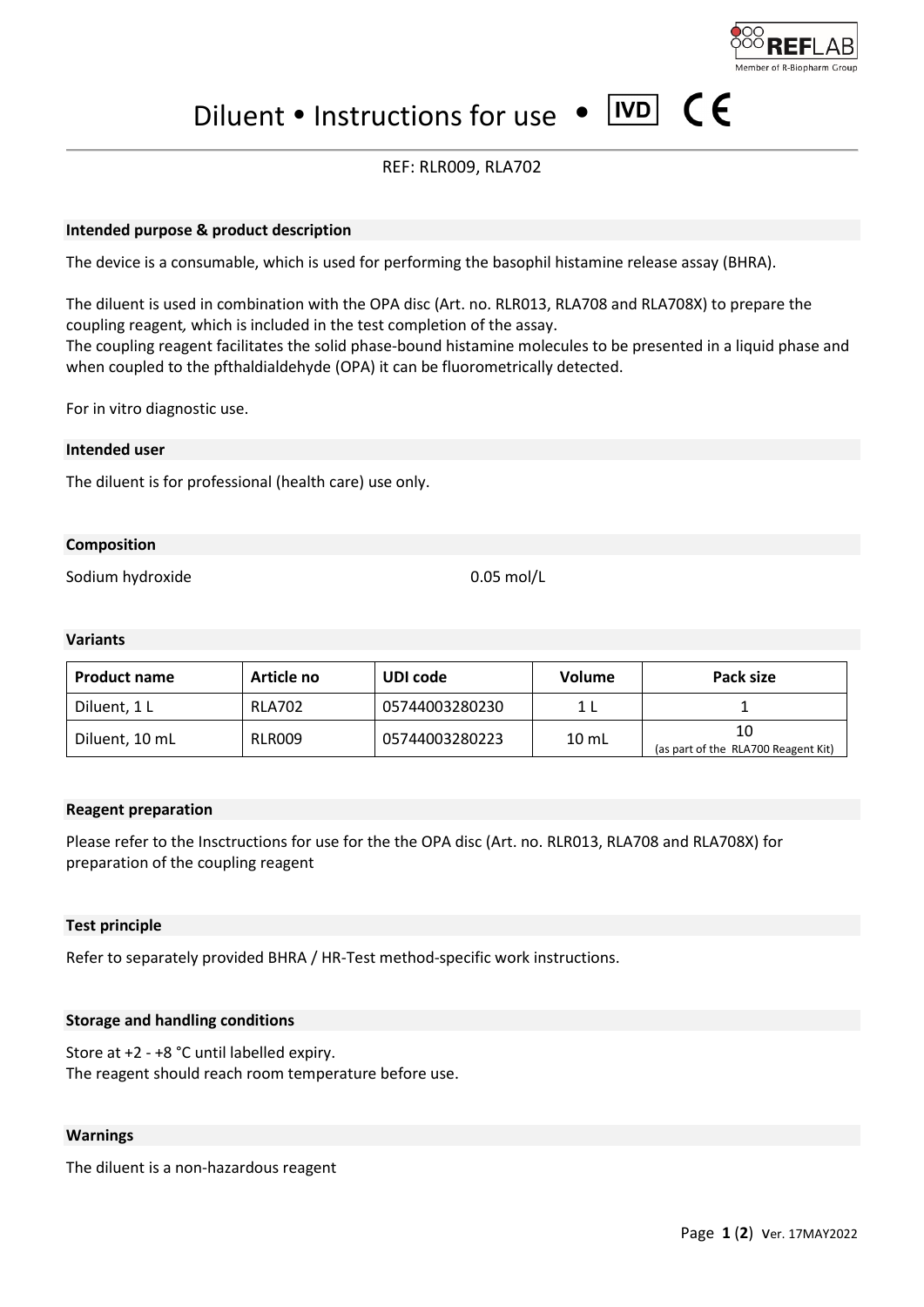# Diluent • Instructions for use • IVD CE

REF: RLR009, RLA702

## Intended purpose & product description

The device is a consumable, which is used for performing the basophil histamine release assay (BHRA).

The diluent is used in combination with the OPA disc (Art. no. RLR013, RLA708 and RLA708X) to prepare the coupling reagent, which is included in the test completion of the assay.
The coupling reagent facilitates the solid phase-bound histamine molecules to be presented in a liquid phase and when coupled to the pfthaldialdehyde (OPA) it can be fluorometrically detected.

For in vitro diagnostic use.

## Intended user

The diluent is for professional (health care) use only.

## Composition

Sodium hydroxide 0.05 mol/L

## Variants

| Product name | Article no | UDI code | Volume | Pack size |
| --- | --- | --- | --- | --- |
| Diluent, 1 L | RLA702 | 05744003280230 | 1 L | 1 |
| Diluent, 10 mL | RLR009 | 05744003280223 | 10 mL | 10 (as part of the RLA700 Reagent Kit) |

## Reagent preparation

Please refer to the Insctructions for use for the the OPA disc (Art. no. RLR013, RLA708 and RLA708X) for preparation of the coupling reagent

## Test principle

Refer to separately provided BHRA / HR-Test method-specific work instructions.

## Storage and handling conditions

Store at +2 - +8 °C until labelled expiry.
The reagent should reach room temperature before use.

## Warnings

The diluent is a non-hazardous reagent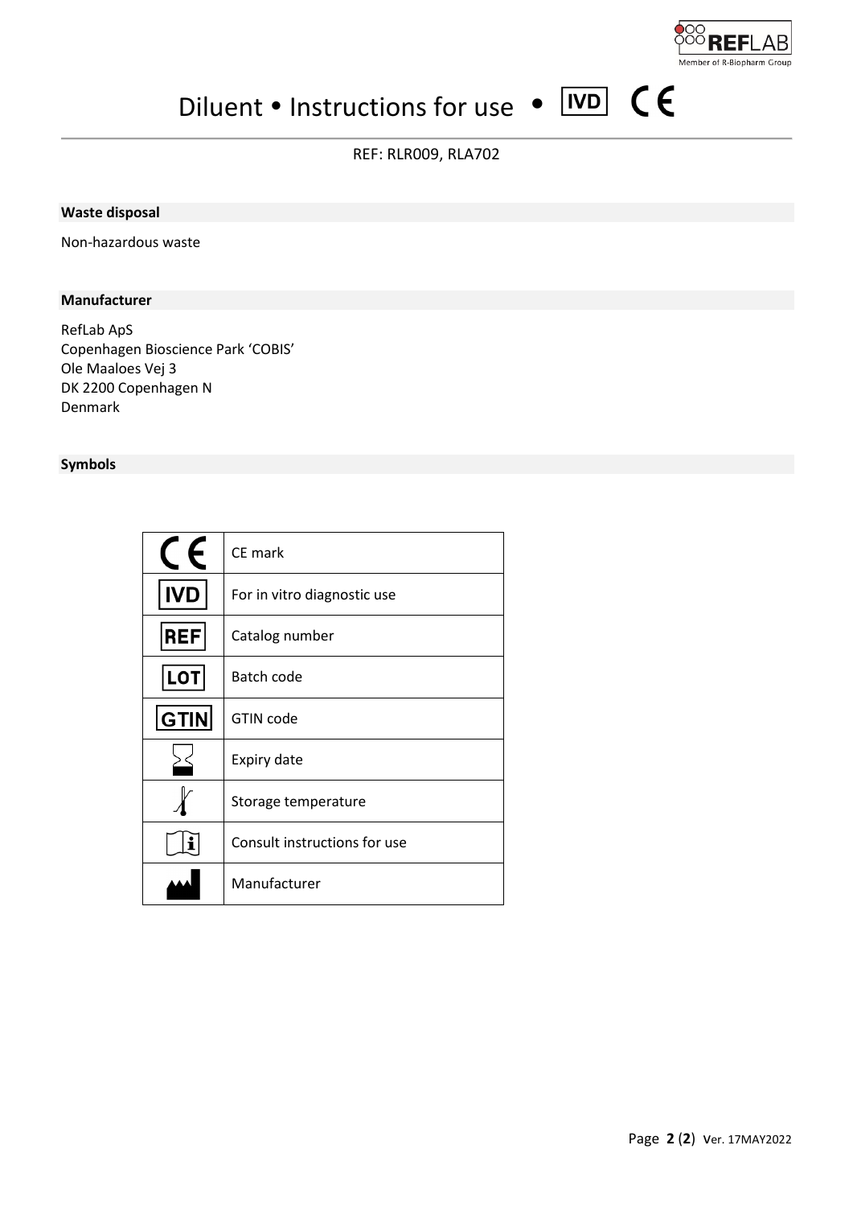# Diluent • Instructions for use • IVD CE

REF: RLR009, RLA702

## Waste disposal

Non-hazardous waste

## Manufacturer

RefLab ApS
Copenhagen Bioscience Park 'COBIS'
Ole Maaloes Vej 3
DK 2200 Copenhagen N
Denmark

## Symbols

| | |
|---|---|
| CE | CE mark |
| IVD | For in vitro diagnostic use |
| REF | Catalog number |
| LOT | Batch code |
| GTIN | GTIN code |
| | Expiry date |
| | Storage temperature |
| | Consult instructions for use |
| | Manufacturer |